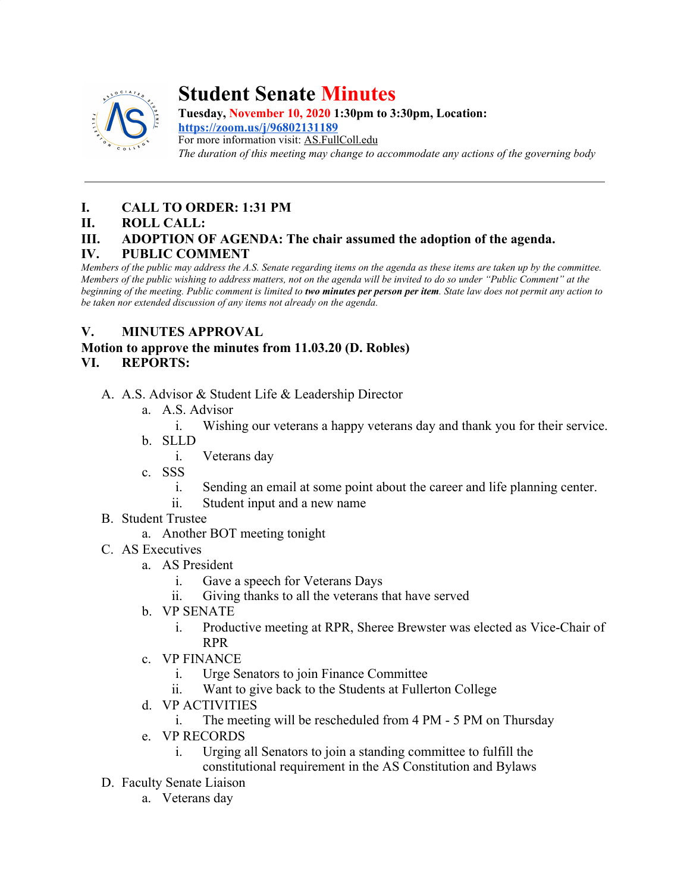# Student Senate Minutes

**Tuesday, November 10, 2020 1:30pm to 3:30pm, Location:**
**https://zoom.us/j/96802131189**
For more information visit: AS.FullColl.edu
*The duration of this meeting may change to accommodate any actions of the governing body*

---

**I. CALL TO ORDER: 1:31 PM**

**II. ROLL CALL:**

**III. ADOPTION OF AGENDA: The chair assumed the adoption of the agenda.**

**IV. PUBLIC COMMENT**

*Members of the public may address the A.S. Senate regarding items on the agenda as these items are taken up by the committee. Members of the public wishing to address matters, not on the agenda will be invited to do so under "Public Comment" at the beginning of the meeting. Public comment is limited to* ***two minutes per person per item****. State law does not permit any action to be taken nor extended discussion of any items not already on the agenda.*

**V. MINUTES APPROVAL**

**Motion to approve the minutes from 11.03.20 (D. Robles)**

**VI. REPORTS:**

A. A.S. Advisor & Student Life & Leadership Director
   a. A.S. Advisor
      i. Wishing our veterans a happy veterans day and thank you for their service.
   b. SLLD
      i. Veterans day
   c. SSS
      i. Sending an email at some point about the career and life planning center.
      ii. Student input and a new name

B. Student Trustee
   a. Another BOT meeting tonight

C. AS Executives
   a. AS President
      i. Gave a speech for Veterans Days
      ii. Giving thanks to all the veterans that have served
   b. VP SENATE
      i. Productive meeting at RPR, Sheree Brewster was elected as Vice-Chair of RPR
   c. VP FINANCE
      i. Urge Senators to join Finance Committee
      ii. Want to give back to the Students at Fullerton College
   d. VP ACTIVITIES
      i. The meeting will be rescheduled from 4 PM - 5 PM on Thursday
   e. VP RECORDS
      i. Urging all Senators to join a standing committee to fulfill the constitutional requirement in the AS Constitution and Bylaws

D. Faculty Senate Liaison
   a. Veterans day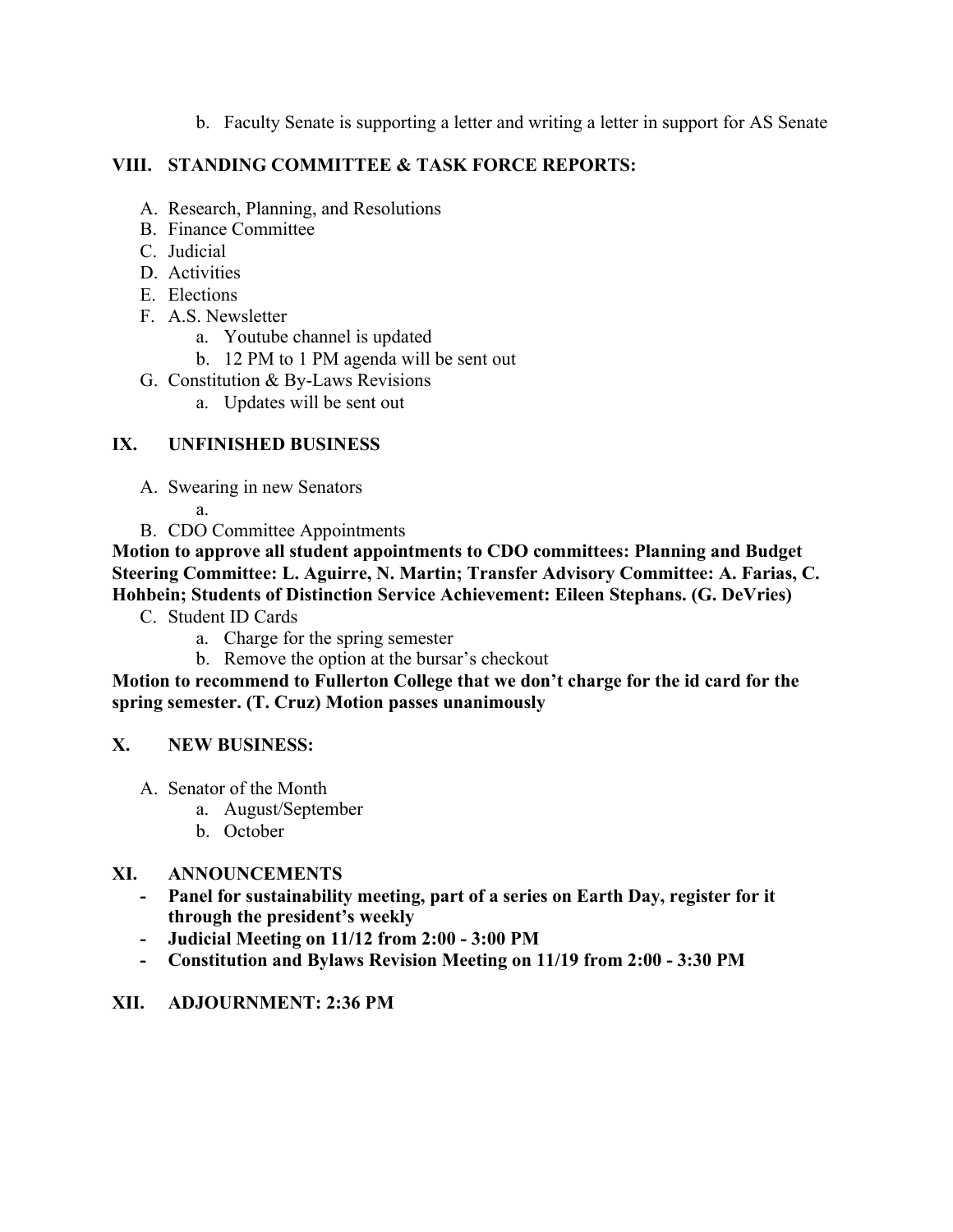b. Faculty Senate is supporting a letter and writing a letter in support for AS Senate

## VIII. STANDING COMMITTEE & TASK FORCE REPORTS:

A. Research, Planning, and Resolutions
B. Finance Committee
C. Judicial
D. Activities
E. Elections
F. A.S. Newsletter
   a. Youtube channel is updated
   b. 12 PM to 1 PM agenda will be sent out
G. Constitution & By-Laws Revisions
   a. Updates will be sent out

## IX. UNFINISHED BUSINESS

A. Swearing in new Senators
   a.
B. CDO Committee Appointments

**Motion to approve all student appointments to CDO committees: Planning and Budget Steering Committee: L. Aguirre, N. Martin; Transfer Advisory Committee: A. Farias, C. Hohbein; Students of Distinction Service Achievement: Eileen Stephans. (G. DeVries)**

C. Student ID Cards
   a. Charge for the spring semester
   b. Remove the option at the bursar's checkout

**Motion to recommend to Fullerton College that we don't charge for the id card for the spring semester. (T. Cruz) Motion passes unanimously**

## X. NEW BUSINESS:

A. Senator of the Month
   a. August/September
   b. October

## XI. ANNOUNCEMENTS

- **Panel for sustainability meeting, part of a series on Earth Day, register for it through the president's weekly**
- **Judicial Meeting on 11/12 from 2:00 - 3:00 PM**
- **Constitution and Bylaws Revision Meeting on 11/19 from 2:00 - 3:30 PM**

## XII. ADJOURNMENT: 2:36 PM